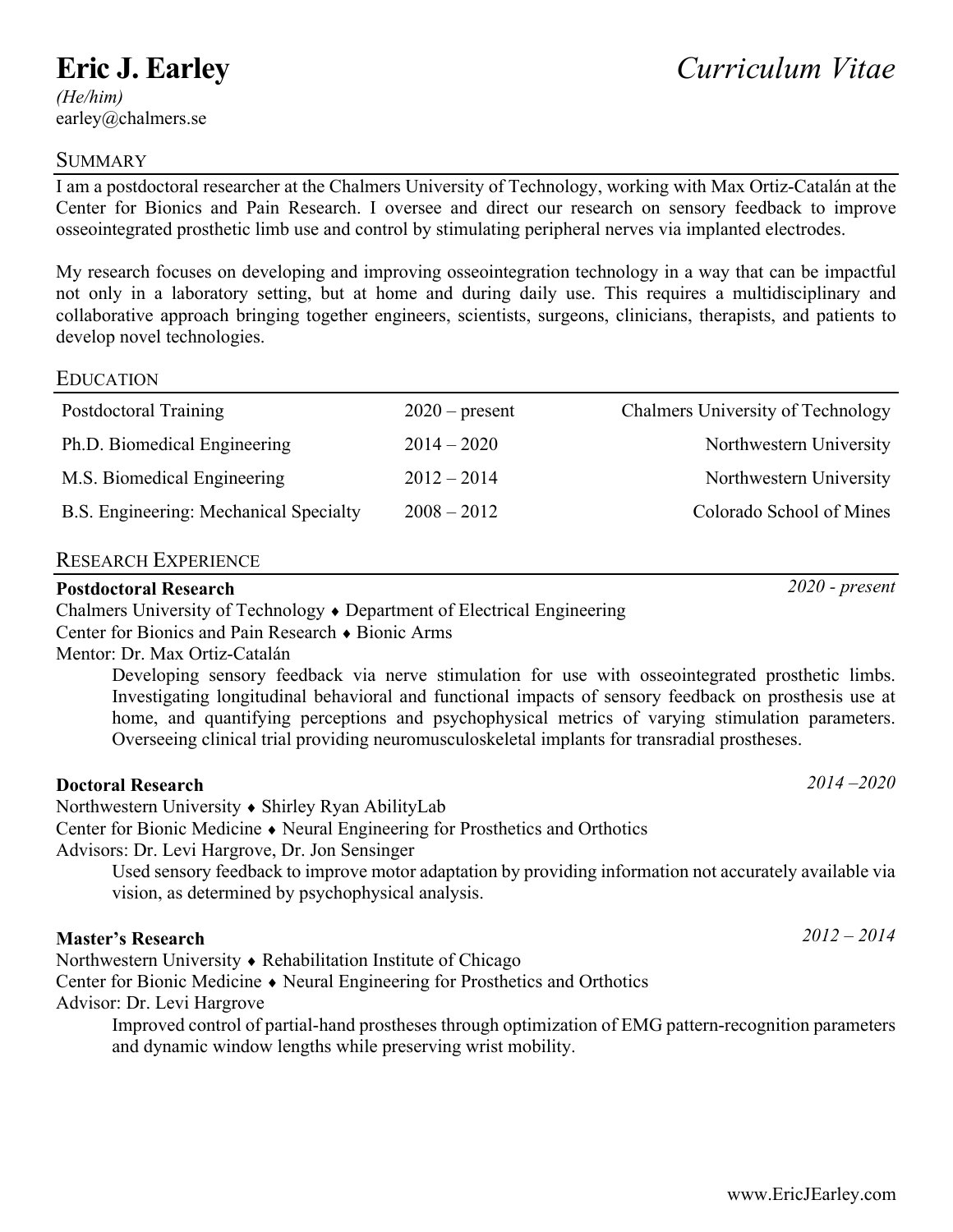# Eric J. Earley

*Curriculum Vitae*

*(He/him)*
earley@chalmers.se

## Summary

I am a postdoctoral researcher at the Chalmers University of Technology, working with Max Ortiz-Catalán at the Center for Bionics and Pain Research. I oversee and direct our research on sensory feedback to improve osseointegrated prosthetic limb use and control by stimulating peripheral nerves via implanted electrodes.

My research focuses on developing and improving osseointegration technology in a way that can be impactful not only in a laboratory setting, but at home and during daily use. This requires a multidisciplinary and collaborative approach bringing together engineers, scientists, surgeons, clinicians, therapists, and patients to develop novel technologies.

## Education

| | | |
|---|---|---|
| Postdoctoral Training | 2020 – present | Chalmers University of Technology |
| Ph.D. Biomedical Engineering | 2014 – 2020 | Northwestern University |
| M.S. Biomedical Engineering | 2012 – 2014 | Northwestern University |
| B.S. Engineering: Mechanical Specialty | 2008 – 2012 | Colorado School of Mines |

## Research Experience

**Postdoctoral Research** *2020 - present*

Chalmers University of Technology ♦ Department of Electrical Engineering
Center for Bionics and Pain Research ♦ Bionic Arms
Mentor: Dr. Max Ortiz-Catalán

Developing sensory feedback via nerve stimulation for use with osseointegrated prosthetic limbs. Investigating longitudinal behavioral and functional impacts of sensory feedback on prosthesis use at home, and quantifying perceptions and psychophysical metrics of varying stimulation parameters. Overseeing clinical trial providing neuromusculoskeletal implants for transradial prostheses.

**Doctoral Research** *2014 –2020*

Northwestern University ♦ Shirley Ryan AbilityLab
Center for Bionic Medicine ♦ Neural Engineering for Prosthetics and Orthotics
Advisors: Dr. Levi Hargrove, Dr. Jon Sensinger

Used sensory feedback to improve motor adaptation by providing information not accurately available via vision, as determined by psychophysical analysis.

**Master's Research** *2012 – 2014*

Northwestern University ♦ Rehabilitation Institute of Chicago
Center for Bionic Medicine ♦ Neural Engineering for Prosthetics and Orthotics
Advisor: Dr. Levi Hargrove

Improved control of partial-hand prostheses through optimization of EMG pattern-recognition parameters and dynamic window lengths while preserving wrist mobility.

www.EricJEarley.com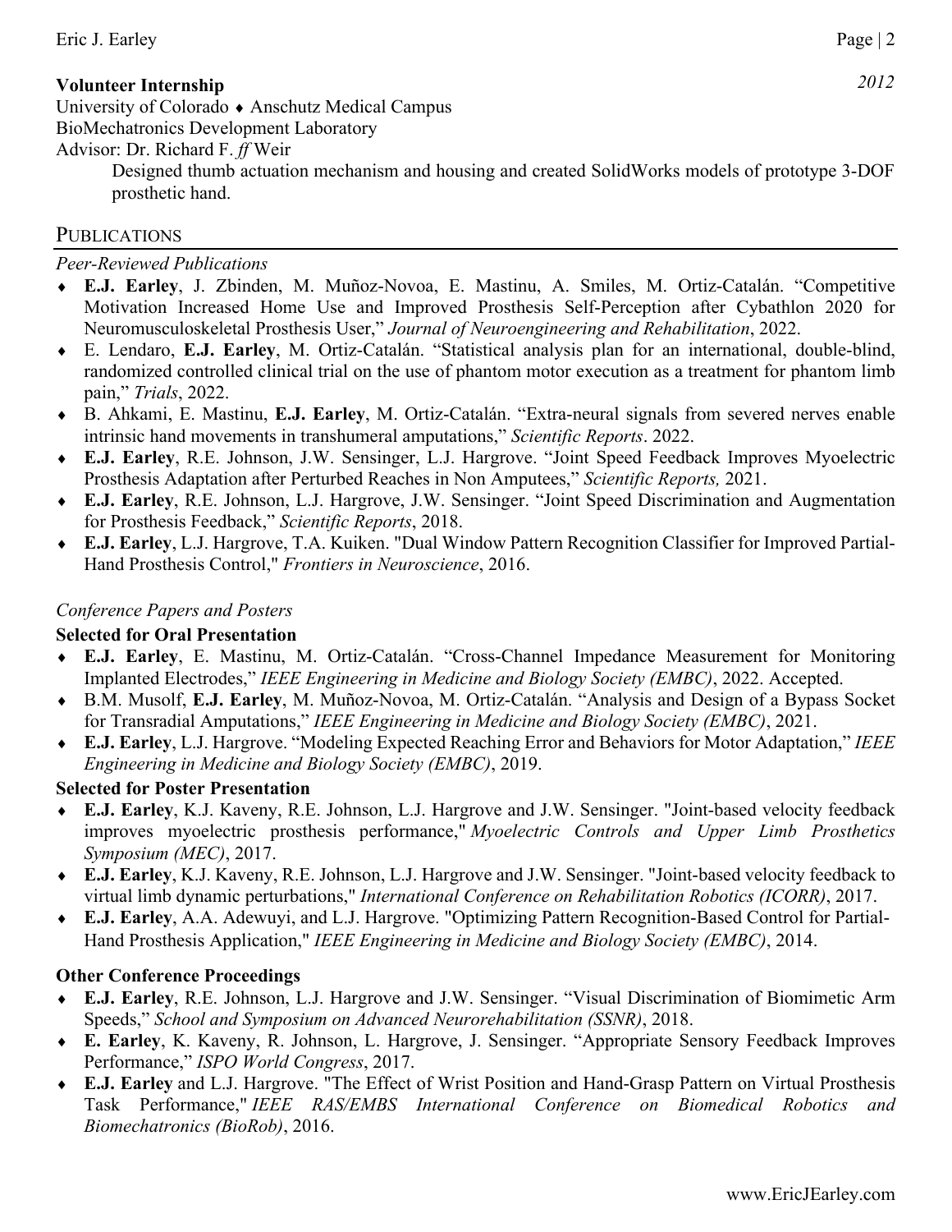**Volunteer Internship** *2012*

University of Colorado ♦ Anschutz Medical Campus
BioMechatronics Development Laboratory
Advisor: Dr. Richard F. *ff* Weir

Designed thumb actuation mechanism and housing and created SolidWorks models of prototype 3-DOF prosthetic hand.

## PUBLICATIONS

*Peer-Reviewed Publications*

- **E.J. Earley**, J. Zbinden, M. Muñoz-Novoa, E. Mastinu, A. Smiles, M. Ortiz-Catalán. "Competitive Motivation Increased Home Use and Improved Prosthesis Self-Perception after Cybathlon 2020 for Neuromusculoskeletal Prosthesis User," *Journal of Neuroengineering and Rehabilitation*, 2022.
- E. Lendaro, **E.J. Earley**, M. Ortiz-Catalán. "Statistical analysis plan for an international, double-blind, randomized controlled clinical trial on the use of phantom motor execution as a treatment for phantom limb pain," *Trials*, 2022.
- B. Ahkami, E. Mastinu, **E.J. Earley**, M. Ortiz-Catalán. "Extra-neural signals from severed nerves enable intrinsic hand movements in transhumeral amputations," *Scientific Reports*. 2022.
- **E.J. Earley**, R.E. Johnson, J.W. Sensinger, L.J. Hargrove. "Joint Speed Feedback Improves Myoelectric Prosthesis Adaptation after Perturbed Reaches in Non Amputees," *Scientific Reports,* 2021.
- **E.J. Earley**, R.E. Johnson, L.J. Hargrove, J.W. Sensinger. "Joint Speed Discrimination and Augmentation for Prosthesis Feedback," *Scientific Reports*, 2018.
- **E.J. Earley**, L.J. Hargrove, T.A. Kuiken. "Dual Window Pattern Recognition Classifier for Improved Partial-Hand Prosthesis Control," *Frontiers in Neuroscience*, 2016.

*Conference Papers and Posters*

**Selected for Oral Presentation**

- **E.J. Earley**, E. Mastinu, M. Ortiz-Catalán. "Cross-Channel Impedance Measurement for Monitoring Implanted Electrodes," *IEEE Engineering in Medicine and Biology Society (EMBC)*, 2022. Accepted.
- B.M. Musolf, **E.J. Earley**, M. Muñoz-Novoa, M. Ortiz-Catalán. "Analysis and Design of a Bypass Socket for Transradial Amputations," *IEEE Engineering in Medicine and Biology Society (EMBC)*, 2021.
- **E.J. Earley**, L.J. Hargrove. "Modeling Expected Reaching Error and Behaviors for Motor Adaptation," *IEEE Engineering in Medicine and Biology Society (EMBC)*, 2019.

**Selected for Poster Presentation**

- **E.J. Earley**, K.J. Kaveny, R.E. Johnson, L.J. Hargrove and J.W. Sensinger. "Joint-based velocity feedback improves myoelectric prosthesis performance," *Myoelectric Controls and Upper Limb Prosthetics Symposium (MEC)*, 2017.
- **E.J. Earley**, K.J. Kaveny, R.E. Johnson, L.J. Hargrove and J.W. Sensinger. "Joint-based velocity feedback to virtual limb dynamic perturbations," *International Conference on Rehabilitation Robotics (ICORR)*, 2017.
- **E.J. Earley**, A.A. Adewuyi, and L.J. Hargrove. "Optimizing Pattern Recognition-Based Control for Partial-Hand Prosthesis Application," *IEEE Engineering in Medicine and Biology Society (EMBC)*, 2014.

**Other Conference Proceedings**

- **E.J. Earley**, R.E. Johnson, L.J. Hargrove and J.W. Sensinger. "Visual Discrimination of Biomimetic Arm Speeds," *School and Symposium on Advanced Neurorehabilitation (SSNR)*, 2018.
- **E. Earley**, K. Kaveny, R. Johnson, L. Hargrove, J. Sensinger. "Appropriate Sensory Feedback Improves Performance," *ISPO World Congress*, 2017.
- **E.J. Earley** and L.J. Hargrove. "The Effect of Wrist Position and Hand-Grasp Pattern on Virtual Prosthesis Task Performance," *IEEE RAS/EMBS International Conference on Biomedical Robotics and Biomechatronics (BioRob)*, 2016.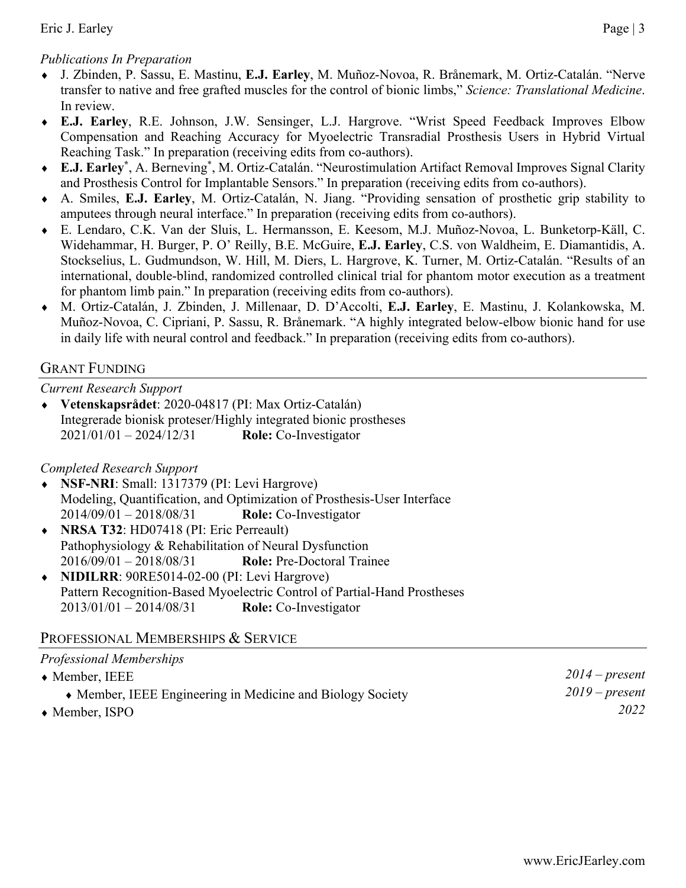*Publications In Preparation*

- J. Zbinden, P. Sassu, E. Mastinu, **E.J. Earley**, M. Muñoz-Novoa, R. Brånemark, M. Ortiz-Catalán. "Nerve transfer to native and free grafted muscles for the control of bionic limbs," *Science: Translational Medicine*. In review.
- **E.J. Earley**, R.E. Johnson, J.W. Sensinger, L.J. Hargrove. "Wrist Speed Feedback Improves Elbow Compensation and Reaching Accuracy for Myoelectric Transradial Prosthesis Users in Hybrid Virtual Reaching Task." In preparation (receiving edits from co-authors).
- **E.J. Earley***, A. Berneving*, M. Ortiz-Catalán. "Neurostimulation Artifact Removal Improves Signal Clarity and Prosthesis Control for Implantable Sensors." In preparation (receiving edits from co-authors).
- A. Smiles, **E.J. Earley**, M. Ortiz-Catalán, N. Jiang. "Providing sensation of prosthetic grip stability to amputees through neural interface." In preparation (receiving edits from co-authors).
- E. Lendaro, C.K. Van der Sluis, L. Hermansson, E. Keesom, M.J. Muñoz-Novoa, L. Bunketorp-Käll, C. Widehammar, H. Burger, P. O' Reilly, B.E. McGuire, **E.J. Earley**, C.S. von Waldheim, E. Diamantidis, A. Stockselius, L. Gudmundson, W. Hill, M. Diers, L. Hargrove, K. Turner, M. Ortiz-Catalán. "Results of an international, double-blind, randomized controlled clinical trial for phantom motor execution as a treatment for phantom limb pain." In preparation (receiving edits from co-authors).
- M. Ortiz-Catalán, J. Zbinden, J. Millenaar, D. D'Accolti, **E.J. Earley**, E. Mastinu, J. Kolankowska, M. Muñoz-Novoa, C. Cipriani, P. Sassu, R. Brånemark. "A highly integrated below-elbow bionic hand for use in daily life with neural control and feedback." In preparation (receiving edits from co-authors).

## Grant Funding

*Current Research Support*

- **Vetenskapsrådet**: 2020-04817 (PI: Max Ortiz-Catalán)
  Integrerade bionisk proteser/Highly integrated bionic prostheses
  2021/01/01 – 2024/12/31 **Role:** Co-Investigator

*Completed Research Support*

- **NSF-NRI**: Small: 1317379 (PI: Levi Hargrove)
  Modeling, Quantification, and Optimization of Prosthesis-User Interface
  2014/09/01 – 2018/08/31 **Role:** Co-Investigator
- **NRSA T32**: HD07418 (PI: Eric Perreault)
  Pathophysiology & Rehabilitation of Neural Dysfunction
  2016/09/01 – 2018/08/31 **Role:** Pre-Doctoral Trainee
- **NIDILRR**: 90RE5014-02-00 (PI: Levi Hargrove)
  Pattern Recognition-Based Myoelectric Control of Partial-Hand Prostheses
  2013/01/01 – 2014/08/31 **Role:** Co-Investigator

## Professional Memberships & Service

*Professional Memberships*

- Member, IEEE — *2014 – present*
  - Member, IEEE Engineering in Medicine and Biology Society — *2019 – present*
- Member, ISPO — *2022*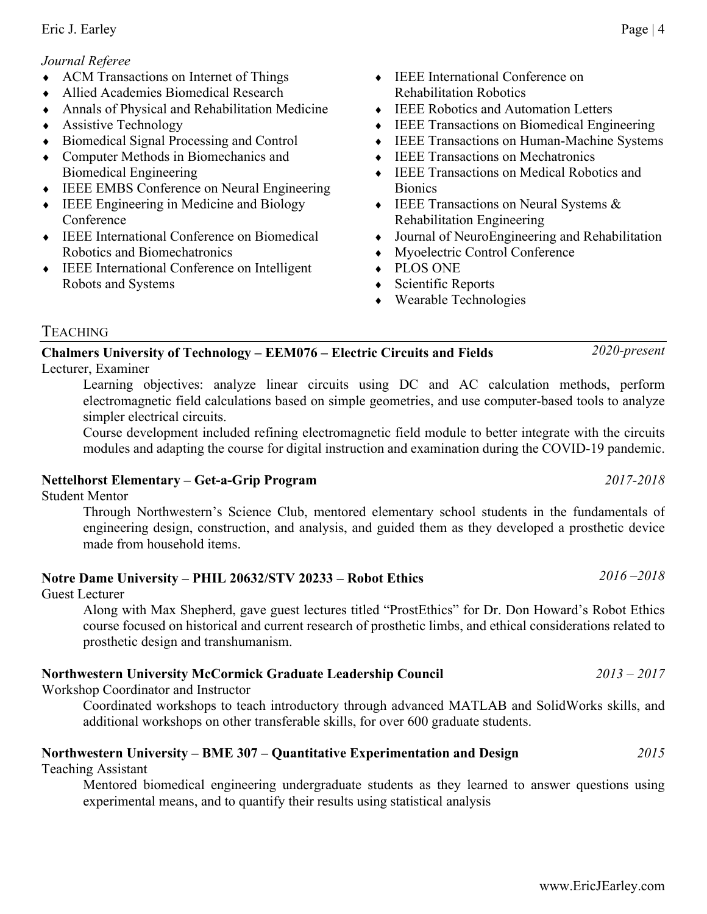*Journal Referee*

- ACM Transactions on Internet of Things
- Allied Academies Biomedical Research
- Annals of Physical and Rehabilitation Medicine
- Assistive Technology
- Biomedical Signal Processing and Control
- Computer Methods in Biomechanics and Biomedical Engineering
- IEEE EMBS Conference on Neural Engineering
- IEEE Engineering in Medicine and Biology Conference
- IEEE International Conference on Biomedical Robotics and Biomechatronics
- IEEE International Conference on Intelligent Robots and Systems
- IEEE International Conference on Rehabilitation Robotics
- IEEE Robotics and Automation Letters
- IEEE Transactions on Biomedical Engineering
- IEEE Transactions on Human-Machine Systems
- IEEE Transactions on Mechatronics
- IEEE Transactions on Medical Robotics and Bionics
- IEEE Transactions on Neural Systems & Rehabilitation Engineering
- Journal of NeuroEngineering and Rehabilitation
- Myoelectric Control Conference
- PLOS ONE
- Scientific Reports
- Wearable Technologies

## TEACHING

**Chalmers University of Technology – EEM076 – Electric Circuits and Fields** *2020-present*
Lecturer, Examiner

Learning objectives: analyze linear circuits using DC and AC calculation methods, perform electromagnetic field calculations based on simple geometries, and use computer-based tools to analyze simpler electrical circuits.

Course development included refining electromagnetic field module to better integrate with the circuits modules and adapting the course for digital instruction and examination during the COVID-19 pandemic.

**Nettelhorst Elementary – Get-a-Grip Program** *2017-2018*
Student Mentor

Through Northwestern's Science Club, mentored elementary school students in the fundamentals of engineering design, construction, and analysis, and guided them as they developed a prosthetic device made from household items.

**Notre Dame University – PHIL 20632/STV 20233 – Robot Ethics** *2016 –2018*
Guest Lecturer

Along with Max Shepherd, gave guest lectures titled "ProstEthics" for Dr. Don Howard's Robot Ethics course focused on historical and current research of prosthetic limbs, and ethical considerations related to prosthetic design and transhumanism.

**Northwestern University McCormick Graduate Leadership Council** *2013 – 2017*
Workshop Coordinator and Instructor

Coordinated workshops to teach introductory through advanced MATLAB and SolidWorks skills, and additional workshops on other transferable skills, for over 600 graduate students.

**Northwestern University – BME 307 – Quantitative Experimentation and Design** *2015*
Teaching Assistant

Mentored biomedical engineering undergraduate students as they learned to answer questions using experimental means, and to quantify their results using statistical analysis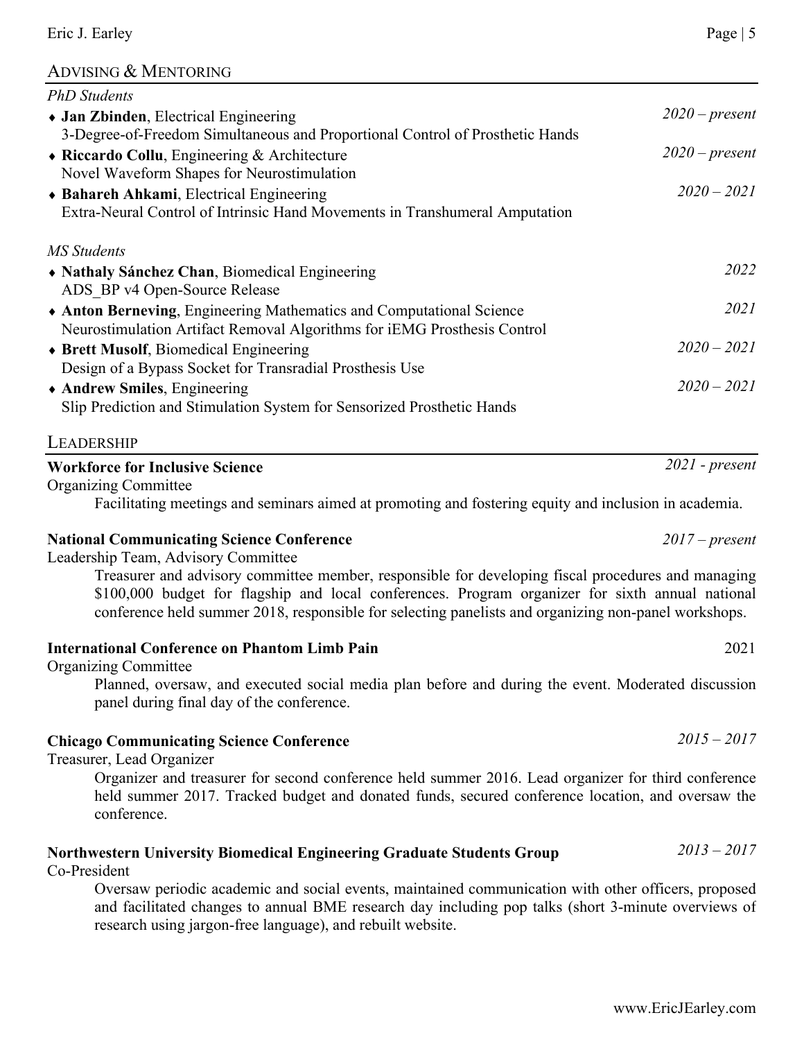## Advising & Mentoring

*PhD Students*

- **Jan Zbinden**, Electrical Engineering — *2020 – present*
  3-Degree-of-Freedom Simultaneous and Proportional Control of Prosthetic Hands
- **Riccardo Collu**, Engineering & Architecture — *2020 – present*
  Novel Waveform Shapes for Neurostimulation
- **Bahareh Ahkami**, Electrical Engineering — *2020 – 2021*
  Extra-Neural Control of Intrinsic Hand Movements in Transhumeral Amputation

*MS Students*

- **Nathaly Sánchez Chan**, Biomedical Engineering — *2022*
  ADS_BP v4 Open-Source Release
- **Anton Berneving**, Engineering Mathematics and Computational Science — *2021*
  Neurostimulation Artifact Removal Algorithms for iEMG Prosthesis Control
- **Brett Musolf**, Biomedical Engineering — *2020 – 2021*
  Design of a Bypass Socket for Transradial Prosthesis Use
- **Andrew Smiles**, Engineering — *2020 – 2021*
  Slip Prediction and Stimulation System for Sensorized Prosthetic Hands

## Leadership

**Workforce for Inclusive Science** — *2021 - present*
Organizing Committee
Facilitating meetings and seminars aimed at promoting and fostering equity and inclusion in academia.

**National Communicating Science Conference** — *2017 – present*
Leadership Team, Advisory Committee
Treasurer and advisory committee member, responsible for developing fiscal procedures and managing $100,000 budget for flagship and local conferences. Program organizer for sixth annual national conference held summer 2018, responsible for selecting panelists and organizing non-panel workshops.

**International Conference on Phantom Limb Pain** — 2021
Organizing Committee
Planned, oversaw, and executed social media plan before and during the event. Moderated discussion panel during final day of the conference.

**Chicago Communicating Science Conference** — *2015 – 2017*
Treasurer, Lead Organizer
Organizer and treasurer for second conference held summer 2016. Lead organizer for third conference held summer 2017. Tracked budget and donated funds, secured conference location, and oversaw the conference.

**Northwestern University Biomedical Engineering Graduate Students Group** — *2013 – 2017*
Co-President
Oversaw periodic academic and social events, maintained communication with other officers, proposed and facilitated changes to annual BME research day including pop talks (short 3-minute overviews of research using jargon-free language), and rebuilt website.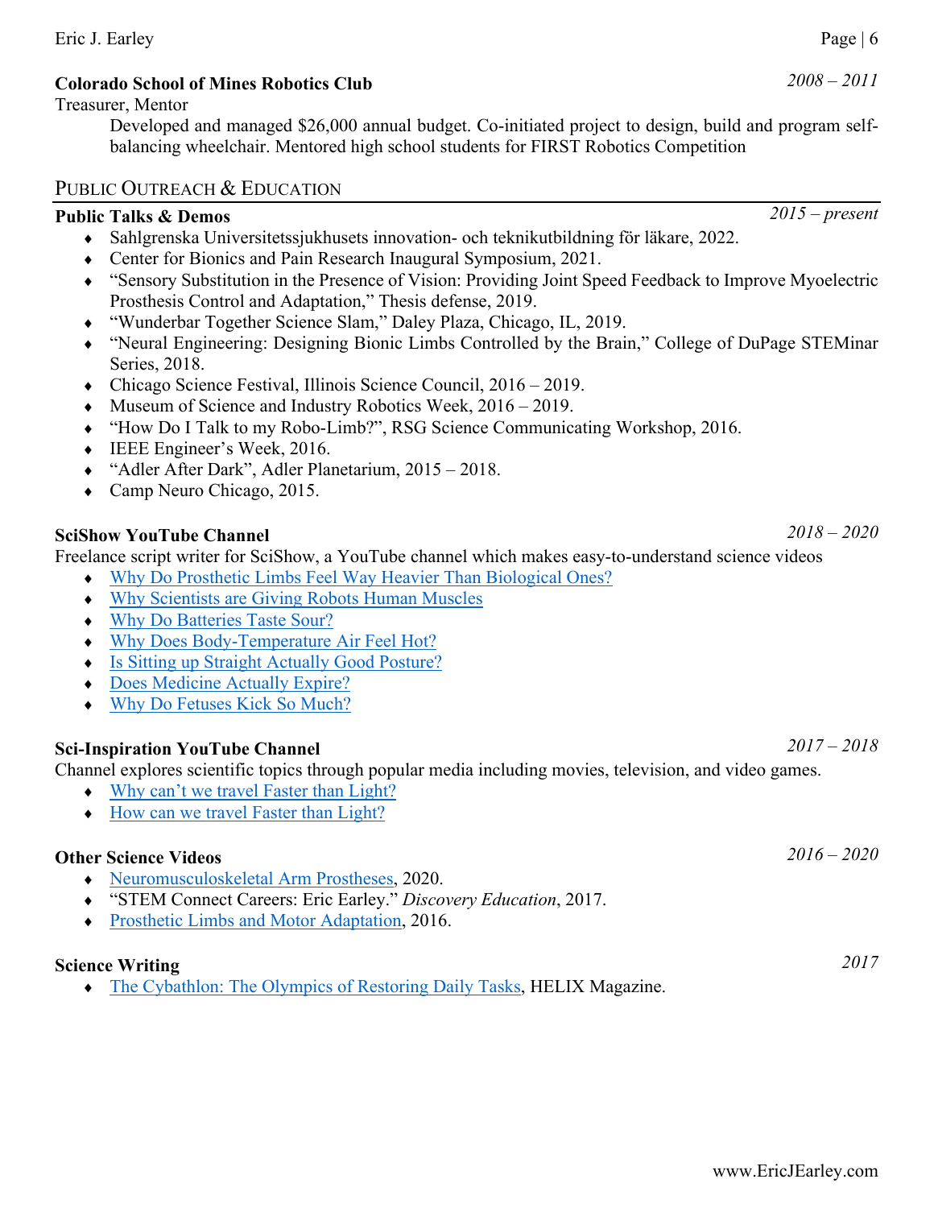**Colorado School of Mines Robotics Club** *2008 – 2011*

Treasurer, Mentor

Developed and managed $26,000 annual budget. Co-initiated project to design, build and program self-balancing wheelchair. Mentored high school students for FIRST Robotics Competition

## Public Outreach & Education

**Public Talks & Demos** *2015 – present*

- Sahlgrenska Universitetssjukhusets innovation- och teknikutbildning för läkare, 2022.
- Center for Bionics and Pain Research Inaugural Symposium, 2021.
- "Sensory Substitution in the Presence of Vision: Providing Joint Speed Feedback to Improve Myoelectric Prosthesis Control and Adaptation," Thesis defense, 2019.
- "Wunderbar Together Science Slam," Daley Plaza, Chicago, IL, 2019.
- "Neural Engineering: Designing Bionic Limbs Controlled by the Brain," College of DuPage STEMinar Series, 2018.
- Chicago Science Festival, Illinois Science Council, 2016 – 2019.
- Museum of Science and Industry Robotics Week, 2016 – 2019.
- "How Do I Talk to my Robo-Limb?", RSG Science Communicating Workshop, 2016.
- IEEE Engineer's Week, 2016.
- "Adler After Dark", Adler Planetarium, 2015 – 2018.
- Camp Neuro Chicago, 2015.

**SciShow YouTube Channel** *2018 – 2020*

Freelance script writer for SciShow, a YouTube channel which makes easy-to-understand science videos

- Why Do Prosthetic Limbs Feel Way Heavier Than Biological Ones?
- Why Scientists are Giving Robots Human Muscles
- Why Do Batteries Taste Sour?
- Why Does Body-Temperature Air Feel Hot?
- Is Sitting up Straight Actually Good Posture?
- Does Medicine Actually Expire?
- Why Do Fetuses Kick So Much?

**Sci-Inspiration YouTube Channel** *2017 – 2018*

Channel explores scientific topics through popular media including movies, television, and video games.

- Why can't we travel Faster than Light?
- How can we travel Faster than Light?

**Other Science Videos** *2016 – 2020*

- Neuromusculoskeletal Arm Prostheses, 2020.
- "STEM Connect Careers: Eric Earley." *Discovery Education*, 2017.
- Prosthetic Limbs and Motor Adaptation, 2016.

**Science Writing** *2017*

- The Cybathlon: The Olympics of Restoring Daily Tasks, HELIX Magazine.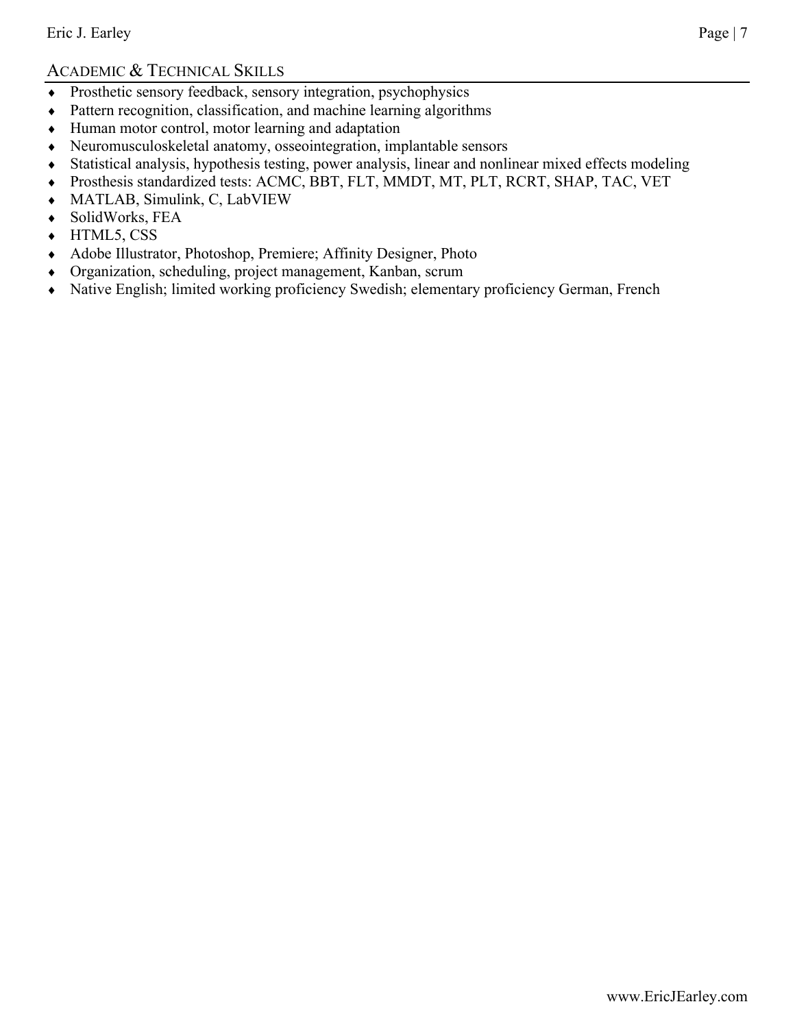## Academic & Technical Skills

- Prosthetic sensory feedback, sensory integration, psychophysics
- Pattern recognition, classification, and machine learning algorithms
- Human motor control, motor learning and adaptation
- Neuromusculoskeletal anatomy, osseointegration, implantable sensors
- Statistical analysis, hypothesis testing, power analysis, linear and nonlinear mixed effects modeling
- Prosthesis standardized tests: ACMC, BBT, FLT, MMDT, MT, PLT, RCRT, SHAP, TAC, VET
- MATLAB, Simulink, C, LabVIEW
- SolidWorks, FEA
- HTML5, CSS
- Adobe Illustrator, Photoshop, Premiere; Affinity Designer, Photo
- Organization, scheduling, project management, Kanban, scrum
- Native English; limited working proficiency Swedish; elementary proficiency German, French